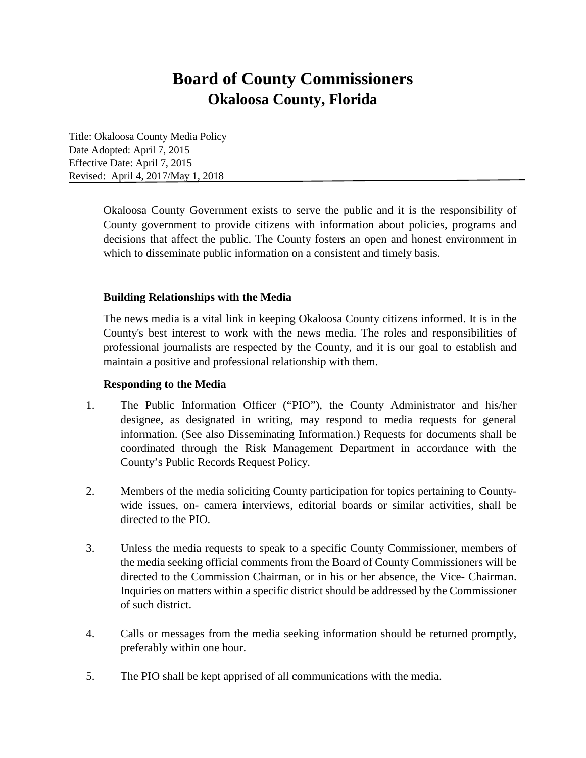# Board of County Commissioners
## Okaloosa County, Florida

Title: Okaloosa County Media Policy
Date Adopted: April 7, 2015
Effective Date: April 7, 2015
Revised: April 4, 2017/May 1, 2018

Okaloosa County Government exists to serve the public and it is the responsibility of County government to provide citizens with information about policies, programs and decisions that affect the public. The County fosters an open and honest environment in which to disseminate public information on a consistent and timely basis.

**Building Relationships with the Media**

The news media is a vital link in keeping Okaloosa County citizens informed. It is in the County's best interest to work with the news media. The roles and responsibilities of professional journalists are respected by the County, and it is our goal to establish and maintain a positive and professional relationship with them.

**Responding to the Media**

1. The Public Information Officer ("PIO"), the County Administrator and his/her designee, as designated in writing, may respond to media requests for general information. (See also Disseminating Information.) Requests for documents shall be coordinated through the Risk Management Department in accordance with the County's Public Records Request Policy.

2. Members of the media soliciting County participation for topics pertaining to County-wide issues, on- camera interviews, editorial boards or similar activities, shall be directed to the PIO.

3. Unless the media requests to speak to a specific County Commissioner, members of the media seeking official comments from the Board of County Commissioners will be directed to the Commission Chairman, or in his or her absence, the Vice- Chairman. Inquiries on matters within a specific district should be addressed by the Commissioner of such district.

4. Calls or messages from the media seeking information should be returned promptly, preferably within one hour.

5. The PIO shall be kept apprised of all communications with the media.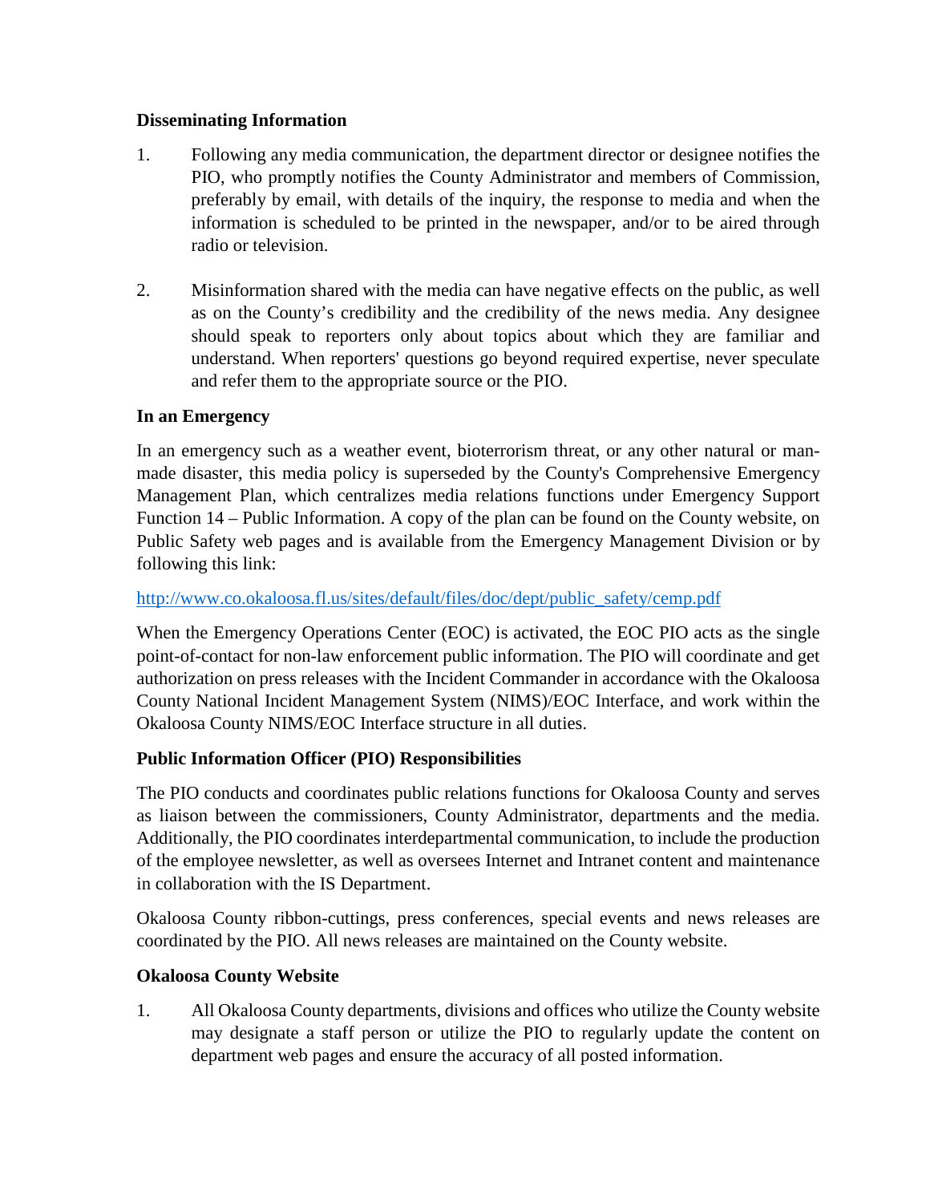**Disseminating Information**

1. Following any media communication, the department director or designee notifies the PIO, who promptly notifies the County Administrator and members of Commission, preferably by email, with details of the inquiry, the response to media and when the information is scheduled to be printed in the newspaper, and/or to be aired through radio or television.

2. Misinformation shared with the media can have negative effects on the public, as well as on the County's credibility and the credibility of the news media. Any designee should speak to reporters only about topics about which they are familiar and understand. When reporters' questions go beyond required expertise, never speculate and refer them to the appropriate source or the PIO.

**In an Emergency**

In an emergency such as a weather event, bioterrorism threat, or any other natural or man-made disaster, this media policy is superseded by the County's Comprehensive Emergency Management Plan, which centralizes media relations functions under Emergency Support Function 14 – Public Information. A copy of the plan can be found on the County website, on Public Safety web pages and is available from the Emergency Management Division or by following this link:

[http://www.co.okaloosa.fl.us/sites/default/files/doc/dept/public_safety/cemp.pdf](http://www.co.okaloosa.fl.us/sites/default/files/doc/dept/public_safety/cemp.pdf)

When the Emergency Operations Center (EOC) is activated, the EOC PIO acts as the single point-of-contact for non-law enforcement public information. The PIO will coordinate and get authorization on press releases with the Incident Commander in accordance with the Okaloosa County National Incident Management System (NIMS)/EOC Interface, and work within the Okaloosa County NIMS/EOC Interface structure in all duties.

**Public Information Officer (PIO) Responsibilities**

The PIO conducts and coordinates public relations functions for Okaloosa County and serves as liaison between the commissioners, County Administrator, departments and the media. Additionally, the PIO coordinates interdepartmental communication, to include the production of the employee newsletter, as well as oversees Internet and Intranet content and maintenance in collaboration with the IS Department.

Okaloosa County ribbon-cuttings, press conferences, special events and news releases are coordinated by the PIO. All news releases are maintained on the County website.

**Okaloosa County Website**

1. All Okaloosa County departments, divisions and offices who utilize the County website may designate a staff person or utilize the PIO to regularly update the content on department web pages and ensure the accuracy of all posted information.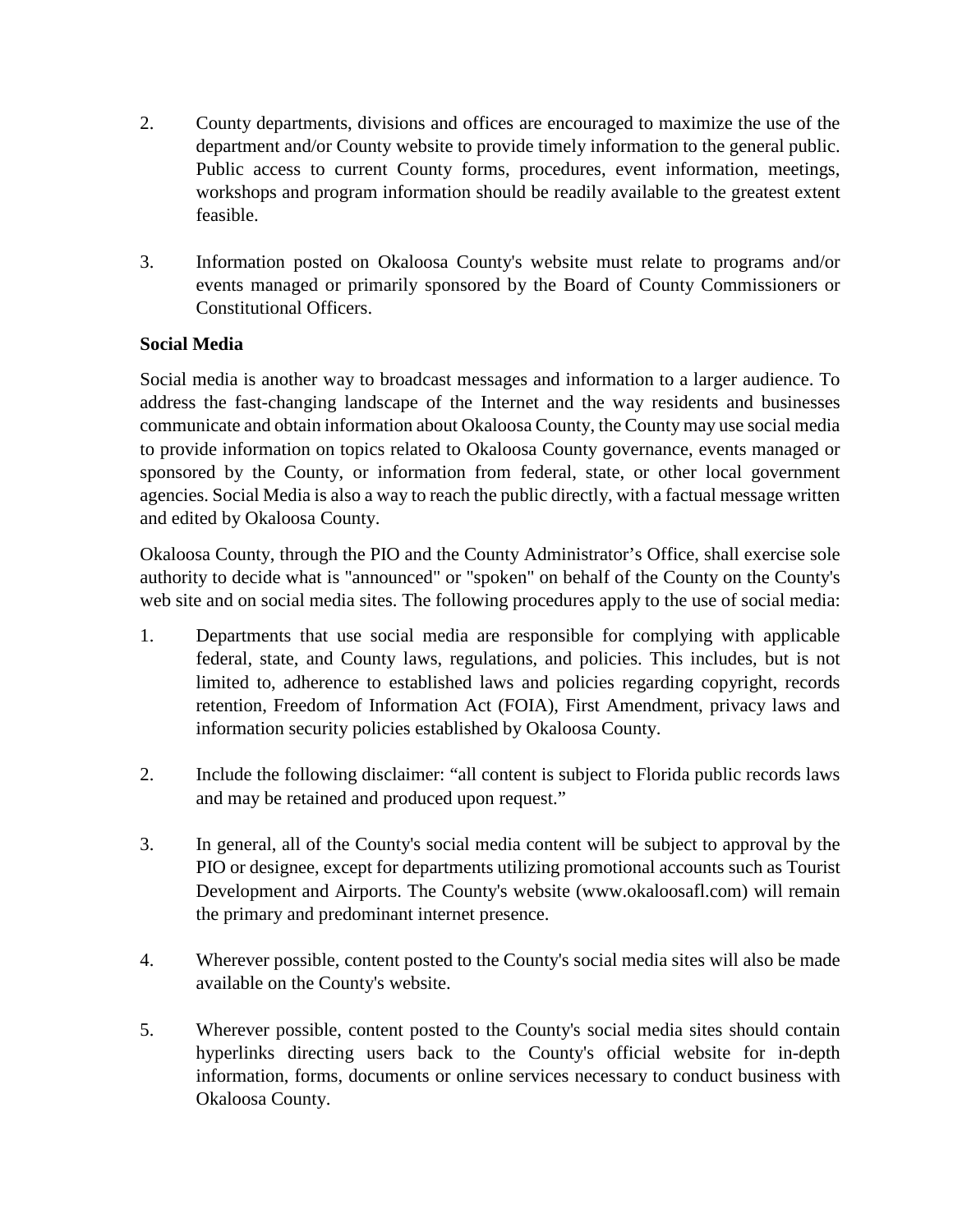2. County departments, divisions and offices are encouraged to maximize the use of the department and/or County website to provide timely information to the general public. Public access to current County forms, procedures, event information, meetings, workshops and program information should be readily available to the greatest extent feasible.

3. Information posted on Okaloosa County's website must relate to programs and/or events managed or primarily sponsored by the Board of County Commissioners or Constitutional Officers.

**Social Media**

Social media is another way to broadcast messages and information to a larger audience. To address the fast-changing landscape of the Internet and the way residents and businesses communicate and obtain information about Okaloosa County, the County may use social media to provide information on topics related to Okaloosa County governance, events managed or sponsored by the County, or information from federal, state, or other local government agencies. Social Media is also a way to reach the public directly, with a factual message written and edited by Okaloosa County.

Okaloosa County, through the PIO and the County Administrator's Office, shall exercise sole authority to decide what is "announced" or "spoken" on behalf of the County on the County's web site and on social media sites. The following procedures apply to the use of social media:

1. Departments that use social media are responsible for complying with applicable federal, state, and County laws, regulations, and policies. This includes, but is not limited to, adherence to established laws and policies regarding copyright, records retention, Freedom of Information Act (FOIA), First Amendment, privacy laws and information security policies established by Okaloosa County.

2. Include the following disclaimer: "all content is subject to Florida public records laws and may be retained and produced upon request."

3. In general, all of the County's social media content will be subject to approval by the PIO or designee, except for departments utilizing promotional accounts such as Tourist Development and Airports. The County's website (www.okaloosafl.com) will remain the primary and predominant internet presence.

4. Wherever possible, content posted to the County's social media sites will also be made available on the County's website.

5. Wherever possible, content posted to the County's social media sites should contain hyperlinks directing users back to the County's official website for in-depth information, forms, documents or online services necessary to conduct business with Okaloosa County.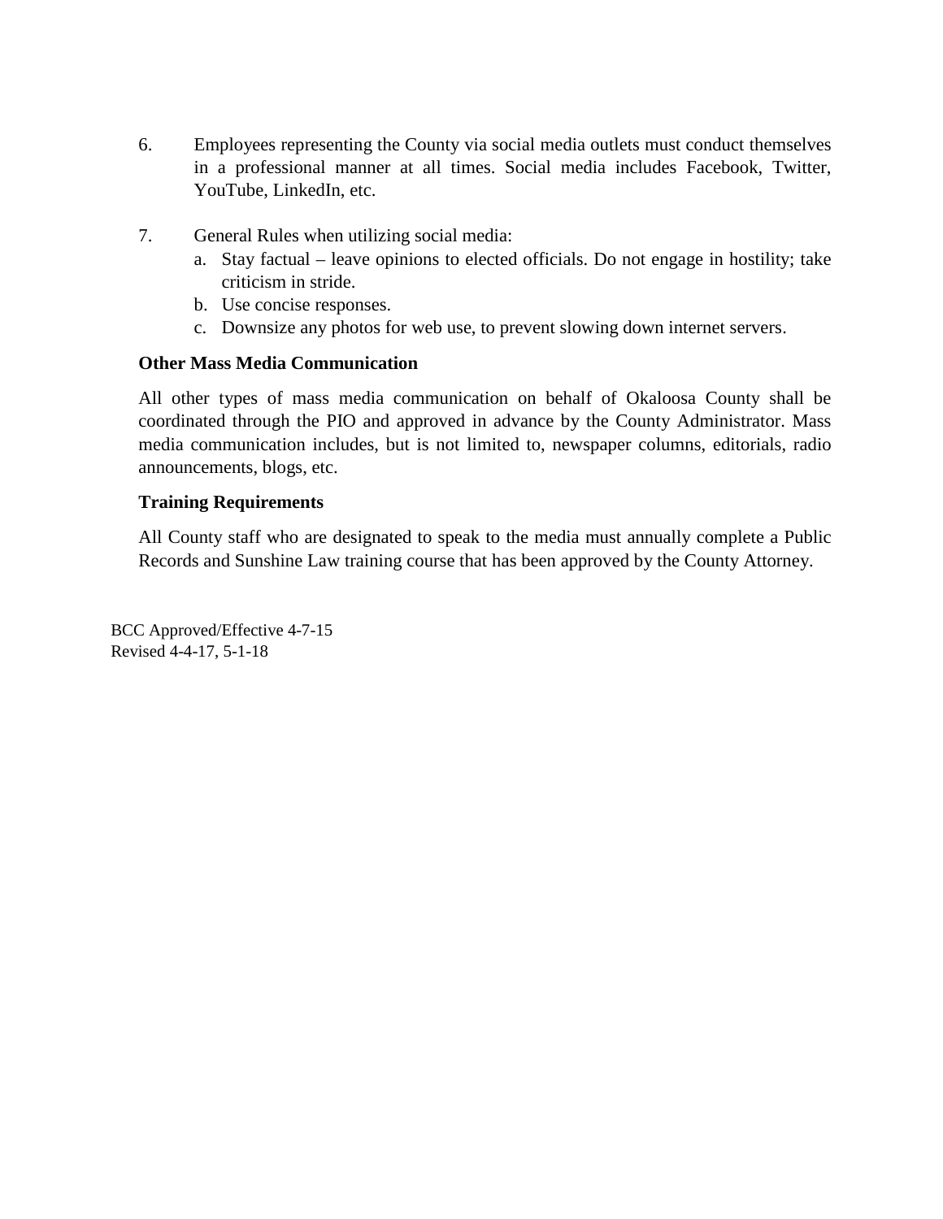6. Employees representing the County via social media outlets must conduct themselves in a professional manner at all times. Social media includes Facebook, Twitter, YouTube, LinkedIn, etc.

7. General Rules when utilizing social media:
   a. Stay factual – leave opinions to elected officials. Do not engage in hostility; take criticism in stride.
   b. Use concise responses.
   c. Downsize any photos for web use, to prevent slowing down internet servers.

**Other Mass Media Communication**

All other types of mass media communication on behalf of Okaloosa County shall be coordinated through the PIO and approved in advance by the County Administrator. Mass media communication includes, but is not limited to, newspaper columns, editorials, radio announcements, blogs, etc.

**Training Requirements**

All County staff who are designated to speak to the media must annually complete a Public Records and Sunshine Law training course that has been approved by the County Attorney.

BCC Approved/Effective 4-7-15
Revised 4-4-17, 5-1-18